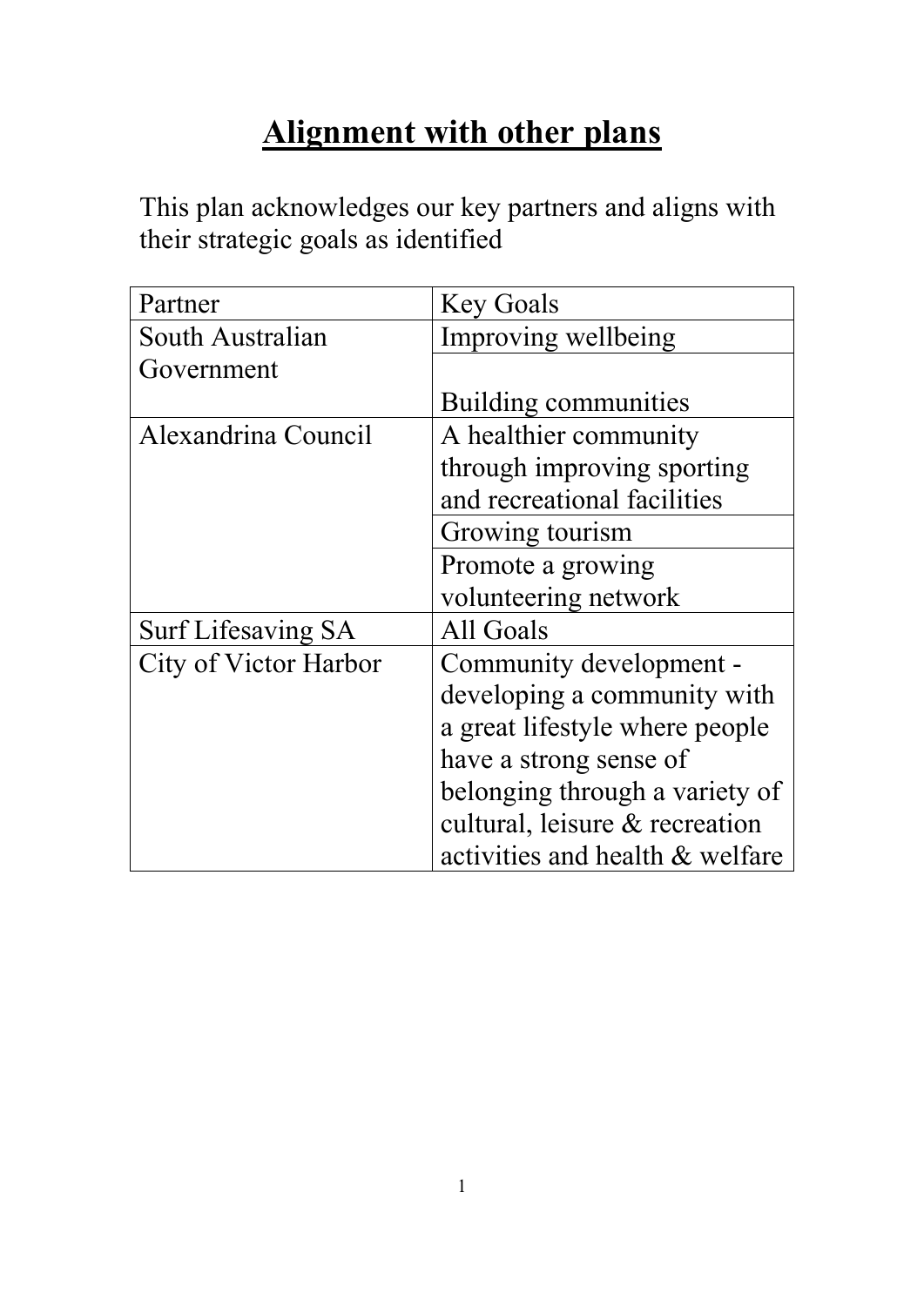# Alignment with other plans

This plan acknowledges our key partners and aligns with their strategic goals as identified

| Partner | Key Goals |
|---|---|
| South Australian Government | Improving wellbeing |
| | Building communities |
| Alexandrina Council | A healthier community through improving sporting and recreational facilities |
| | Growing tourism |
| | Promote a growing volunteering network |
| Surf Lifesaving SA | All Goals |
| City of Victor Harbor | Community development - developing a community with a great lifestyle where people have a strong sense of belonging through a variety of cultural, leisure & recreation activities and health & welfare |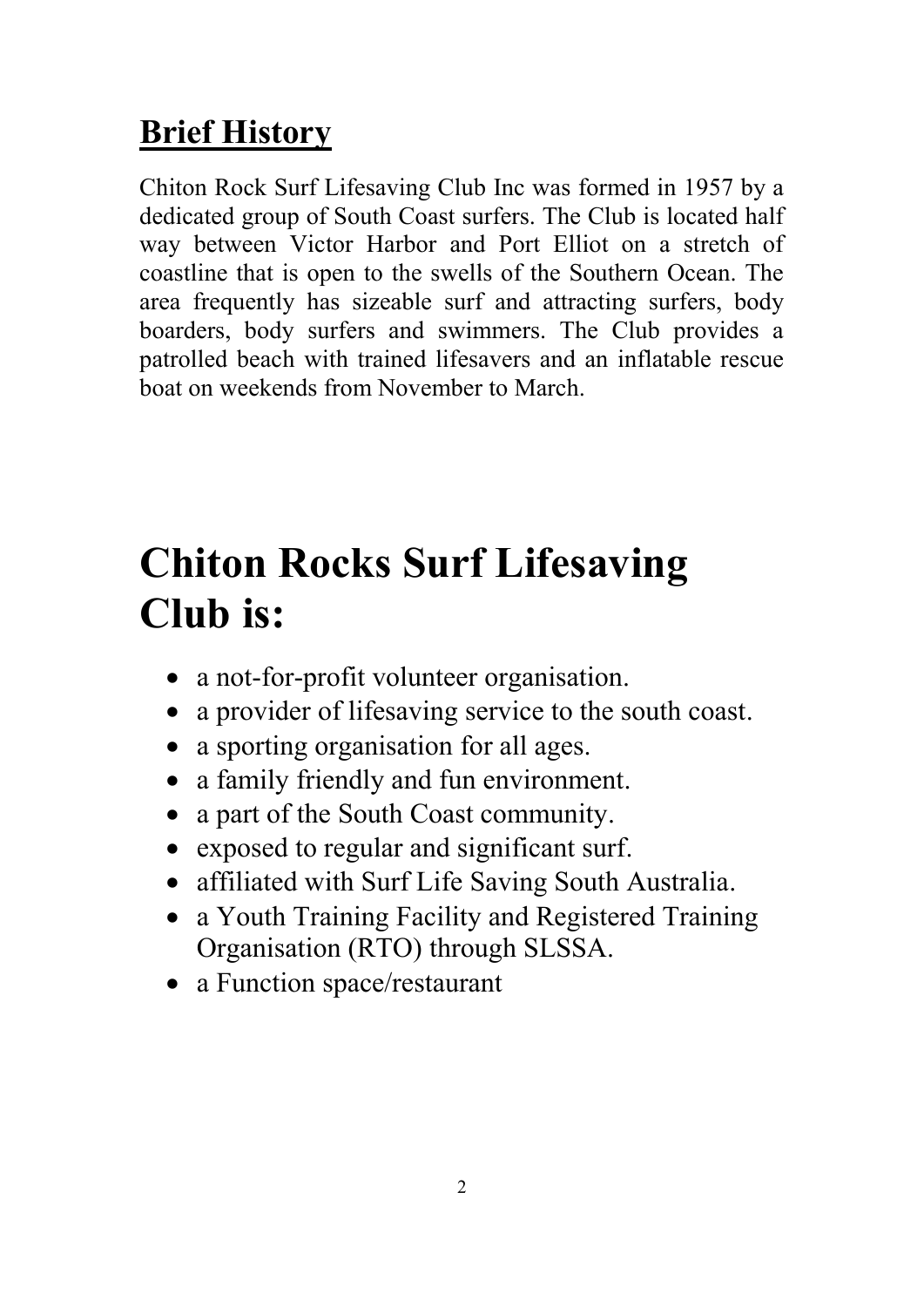## Brief History

Chiton Rock Surf Lifesaving Club Inc was formed in 1957 by a dedicated group of South Coast surfers. The Club is located half way between Victor Harbor and Port Elliot on a stretch of coastline that is open to the swells of the Southern Ocean. The area frequently has sizeable surf and attracting surfers, body boarders, body surfers and swimmers. The Club provides a patrolled beach with trained lifesavers and an inflatable rescue boat on weekends from November to March.

# Chiton Rocks Surf Lifesaving Club is:

- a not-for-profit volunteer organisation.
- a provider of lifesaving service to the south coast.
- a sporting organisation for all ages.
- a family friendly and fun environment.
- a part of the South Coast community.
- exposed to regular and significant surf.
- affiliated with Surf Life Saving South Australia.
- a Youth Training Facility and Registered Training Organisation (RTO) through SLSSA.
- a Function space/restaurant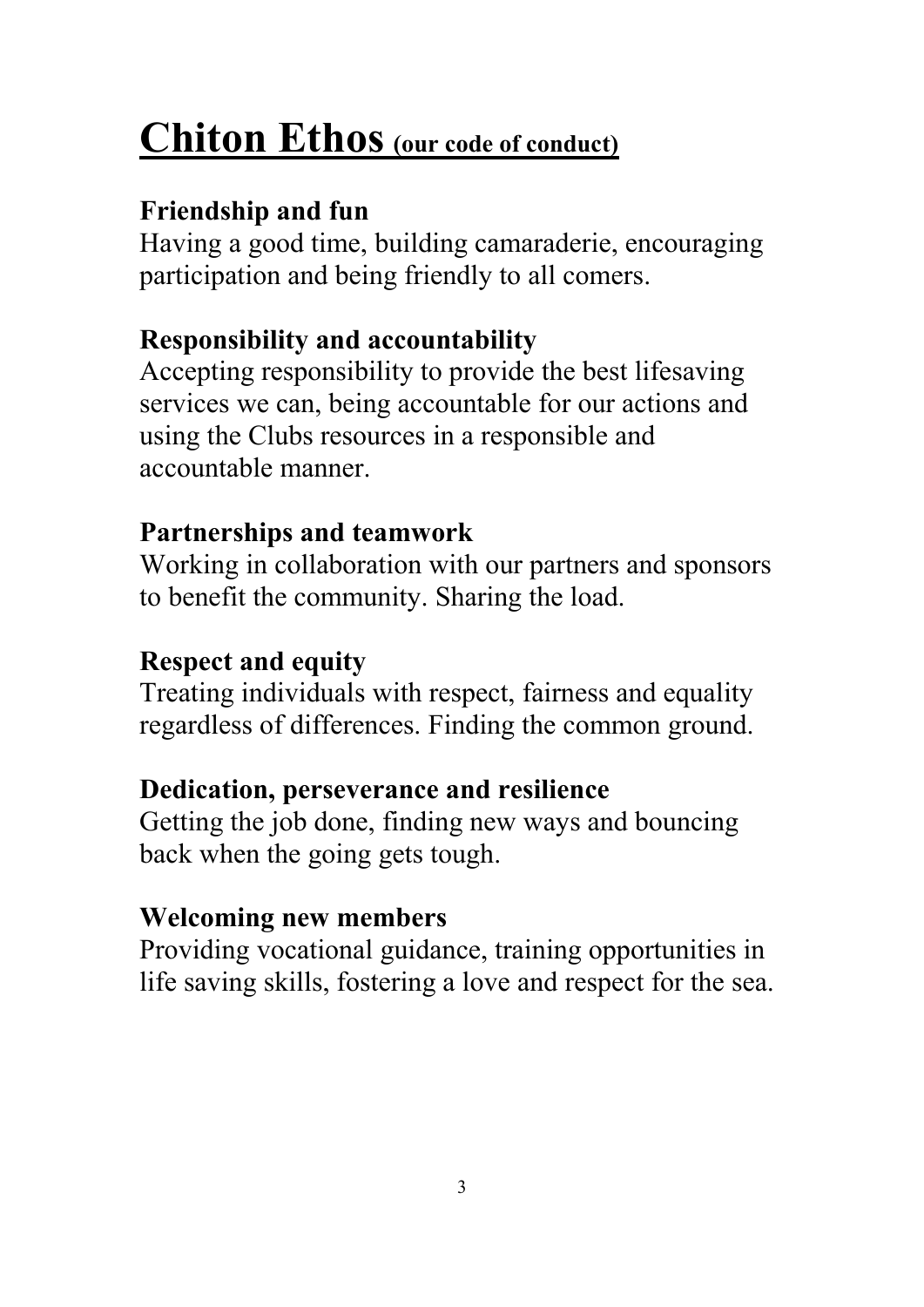# Chiton Ethos (our code of conduct)

**Friendship and fun**
Having a good time, building camaraderie, encouraging participation and being friendly to all comers.

**Responsibility and accountability**
Accepting responsibility to provide the best lifesaving services we can, being accountable for our actions and using the Clubs resources in a responsible and accountable manner.

**Partnerships and teamwork**
Working in collaboration with our partners and sponsors to benefit the community. Sharing the load.

**Respect and equity**
Treating individuals with respect, fairness and equality regardless of differences. Finding the common ground.

**Dedication, perseverance and resilience**
Getting the job done, finding new ways and bouncing back when the going gets tough.

**Welcoming new members**
Providing vocational guidance, training opportunities in life saving skills, fostering a love and respect for the sea.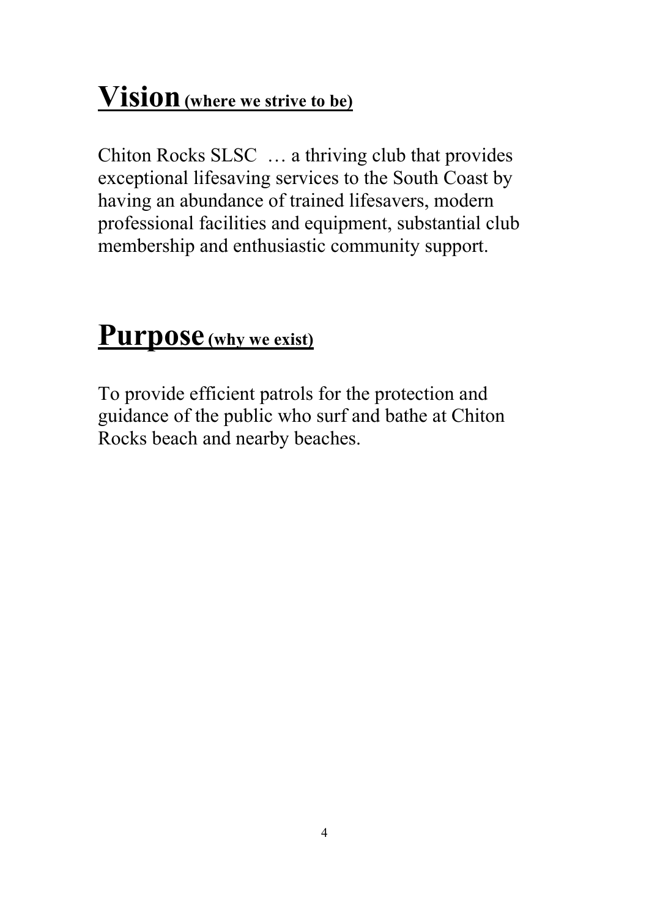# Vision (where we strive to be)

Chiton Rocks SLSC … a thriving club that provides exceptional lifesaving services to the South Coast by having an abundance of trained lifesavers, modern professional facilities and equipment, substantial club membership and enthusiastic community support.

# Purpose (why we exist)

To provide efficient patrols for the protection and guidance of the public who surf and bathe at Chiton Rocks beach and nearby beaches.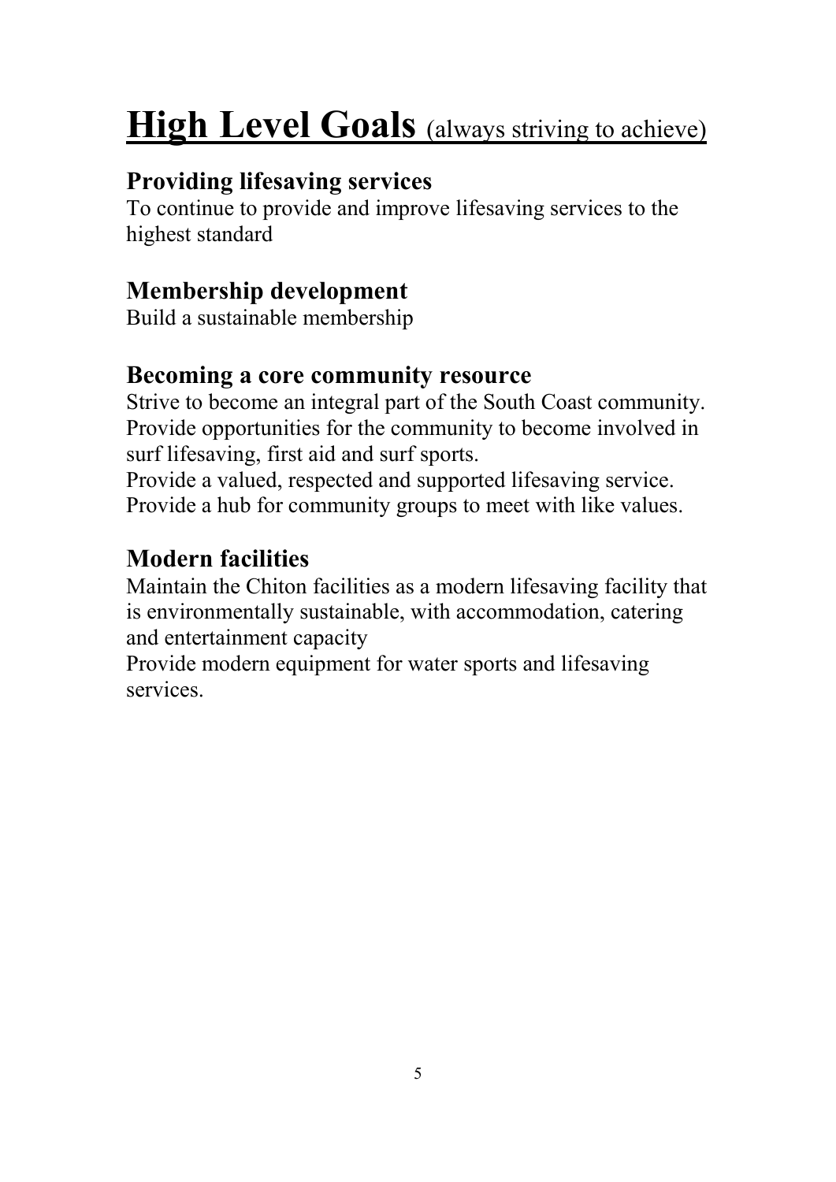# High Level Goals (always striving to achieve)

## Providing lifesaving services

To continue to provide and improve lifesaving services to the highest standard

## Membership development

Build a sustainable membership

## Becoming a core community resource

Strive to become an integral part of the South Coast community.
Provide opportunities for the community to become involved in surf lifesaving, first aid and surf sports.
Provide a valued, respected and supported lifesaving service.
Provide a hub for community groups to meet with like values.

## Modern facilities

Maintain the Chiton facilities as a modern lifesaving facility that is environmentally sustainable, with accommodation, catering and entertainment capacity
Provide modern equipment for water sports and lifesaving services.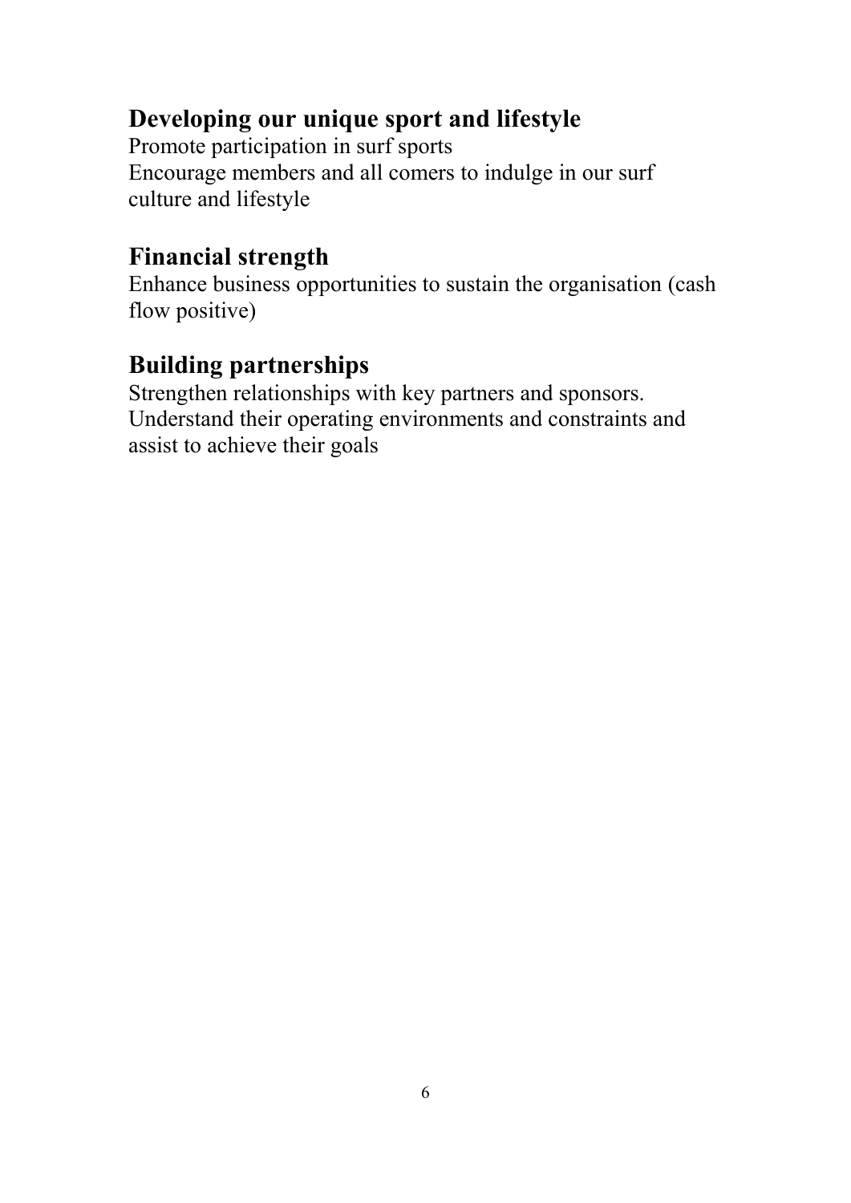## Developing our unique sport and lifestyle

Promote participation in surf sports
Encourage members and all comers to indulge in our surf culture and lifestyle

## Financial strength

Enhance business opportunities to sustain the organisation (cash flow positive)

## Building partnerships

Strengthen relationships with key partners and sponsors.
Understand their operating environments and constraints and assist to achieve their goals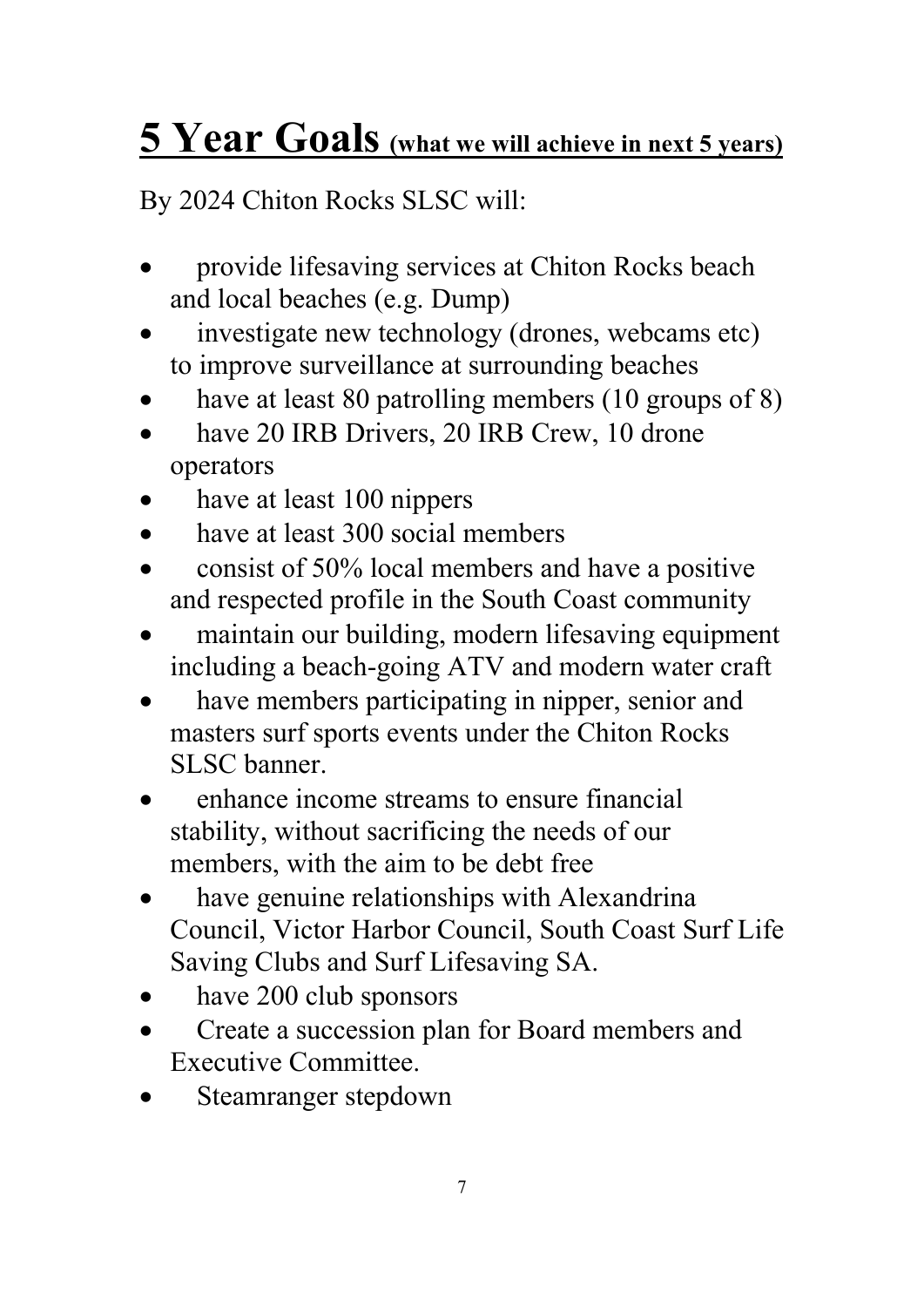# 5 Year Goals (what we will achieve in next 5 years)

By 2024 Chiton Rocks SLSC will:

- provide lifesaving services at Chiton Rocks beach and local beaches (e.g. Dump)
- investigate new technology (drones, webcams etc) to improve surveillance at surrounding beaches
- have at least 80 patrolling members (10 groups of 8)
- have 20 IRB Drivers, 20 IRB Crew, 10 drone operators
- have at least 100 nippers
- have at least 300 social members
- consist of 50% local members and have a positive and respected profile in the South Coast community
- maintain our building, modern lifesaving equipment including a beach-going ATV and modern water craft
- have members participating in nipper, senior and masters surf sports events under the Chiton Rocks SLSC banner.
- enhance income streams to ensure financial stability, without sacrificing the needs of our members, with the aim to be debt free
- have genuine relationships with Alexandrina Council, Victor Harbor Council, South Coast Surf Life Saving Clubs and Surf Lifesaving SA.
- have 200 club sponsors
- Create a succession plan for Board members and Executive Committee.
- Steamranger stepdown